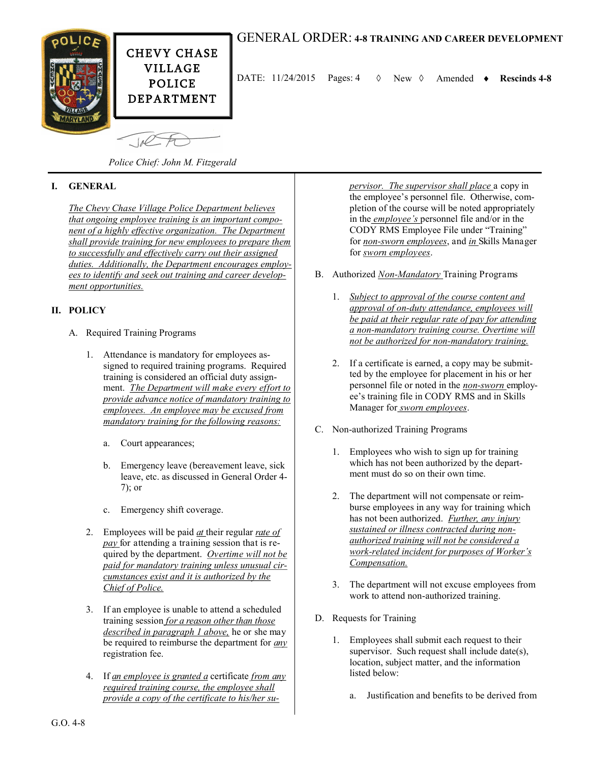**CHEVY CHASE VILLAGE POLICE DEPARTMENT**

# GENERAL ORDER: 4-8 TRAINING AND CAREER DEVELOPMENT

DATE: 11/24/2015 Pages: 4 ◊ New ◊ Amended ♦ **Rescinds 4-8**

*Police Chief: John M. Fitzgerald*

## I. GENERAL

The Chevy Chase Village Police Department believes that ongoing employee training is an important component of a highly effective organization. The Department shall provide training for new employees to prepare them to successfully and effectively carry out their assigned duties. Additionally, the Department encourages employees to identify and seek out training and career development opportunities.

## II. POLICY

A. Required Training Programs

1. Attendance is mandatory for employees assigned to required training programs. Required training is considered an official duty assignment. The Department will make every effort to provide advance notice of mandatory training to employees. An employee may be excused from mandatory training for the following reasons:

   a. Court appearances;

   b. Emergency leave (bereavement leave, sick leave, etc. as discussed in General Order 4-7); or

   c. Emergency shift coverage.

2. Employees will be paid at their regular rate of pay for attending a training session that is required by the department. Overtime will not be paid for mandatory training unless unusual circumstances exist and it is authorized by the Chief of Police.

3. If an employee is unable to attend a scheduled training session for a reason other than those described in paragraph 1 above, he or she may be required to reimburse the department for any registration fee.

4. If an employee is granted a certificate from any required training course, the employee shall provide a copy of the certificate to his/her supervisor. The supervisor shall place a copy in the employee's personnel file. Otherwise, completion of the course will be noted appropriately in the employee's personnel file and/or in the CODY RMS Employee File under "Training" for non-sworn employees, and in Skills Manager for sworn employees.

B. Authorized Non-Mandatory Training Programs

1. Subject to approval of the course content and approval of on-duty attendance, employees will be paid at their regular rate of pay for attending a non-mandatory training course. Overtime will not be authorized for non-mandatory training.

2. If a certificate is earned, a copy may be submitted by the employee for placement in his or her personnel file or noted in the non-sworn employee's training file in CODY RMS and in Skills Manager for sworn employees.

C. Non-authorized Training Programs

1. Employees who wish to sign up for training which has not been authorized by the department must do so on their own time.

2. The department will not compensate or reimburse employees in any way for training which has not been authorized. Further, any injury sustained or illness contracted during non-authorized training will not be considered a work-related incident for purposes of Worker's Compensation.

3. The department will not excuse employees from work to attend non-authorized training.

D. Requests for Training

1. Employees shall submit each request to their supervisor. Such request shall include date(s), location, subject matter, and the information listed below:

   a. Justification and benefits to be derived from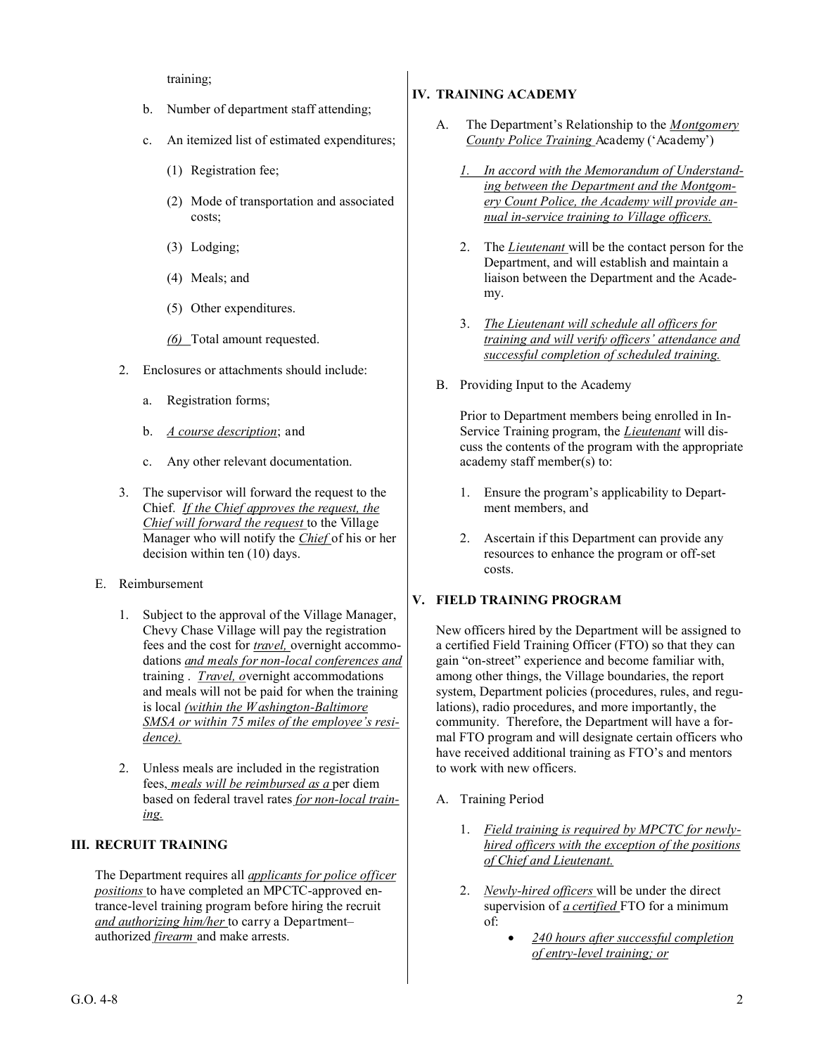training;

b. Number of department staff attending;

c. An itemized list of estimated expenditures;

(1) Registration fee;

(2) Mode of transportation and associated costs;

(3) Lodging;

(4) Meals; and

(5) Other expenditures.

*(6)* Total amount requested.

2. Enclosures or attachments should include:

a. Registration forms;

b. *A course description*; and

c. Any other relevant documentation.

3. The supervisor will forward the request to the Chief. *If the Chief approves the request, the Chief will forward the request* to the Village Manager who will notify the *Chief* of his or her decision within ten (10) days.

E. Reimbursement

1. Subject to the approval of the Village Manager, Chevy Chase Village will pay the registration fees and the cost for *travel,* overnight accommodations *and meals for non-local conferences and* training . *Travel, o*vernight accommodations and meals will not be paid for when the training is local *(within the Washington-Baltimore SMSA or within 75 miles of the employee's residence).*

2. Unless meals are included in the registration fees, *meals will be reimbursed as a* per diem based on federal travel rates *for non-local training.*

## III. RECRUIT TRAINING

The Department requires all *applicants for police officer positions* to have completed an MPCTC-approved entrance-level training program before hiring the recruit *and authorizing him/her* to carry a Department–authorized *firearm* and make arrests.

## IV. TRAINING ACADEMY

A. The Department's Relationship to the *Montgomery County Police Training* Academy ('Academy')

*1. In accord with the Memorandum of Understanding between the Department and the Montgomery Count Police, the Academy will provide annual in-service training to Village officers.*

2. The *Lieutenant* will be the contact person for the Department, and will establish and maintain a liaison between the Department and the Academy.

3. *The Lieutenant will schedule all officers for training and will verify officers' attendance and successful completion of scheduled training.*

B. Providing Input to the Academy

Prior to Department members being enrolled in In-Service Training program, the *Lieutenant* will discuss the contents of the program with the appropriate academy staff member(s) to:

1. Ensure the program's applicability to Department members, and

2. Ascertain if this Department can provide any resources to enhance the program or off-set costs.

## V. FIELD TRAINING PROGRAM

New officers hired by the Department will be assigned to a certified Field Training Officer (FTO) so that they can gain "on-street" experience and become familiar with, among other things, the Village boundaries, the report system, Department policies (procedures, rules, and regulations), radio procedures, and more importantly, the community. Therefore, the Department will have a formal FTO program and will designate certain officers who have received additional training as FTO's and mentors to work with new officers.

A. Training Period

1. *Field training is required by MPCTC for newly-hired officers with the exception of the positions of Chief and Lieutenant.*

2. *Newly-hired officers* will be under the direct supervision of *a certified* FTO for a minimum of:

- *240 hours after successful completion of entry-level training; or*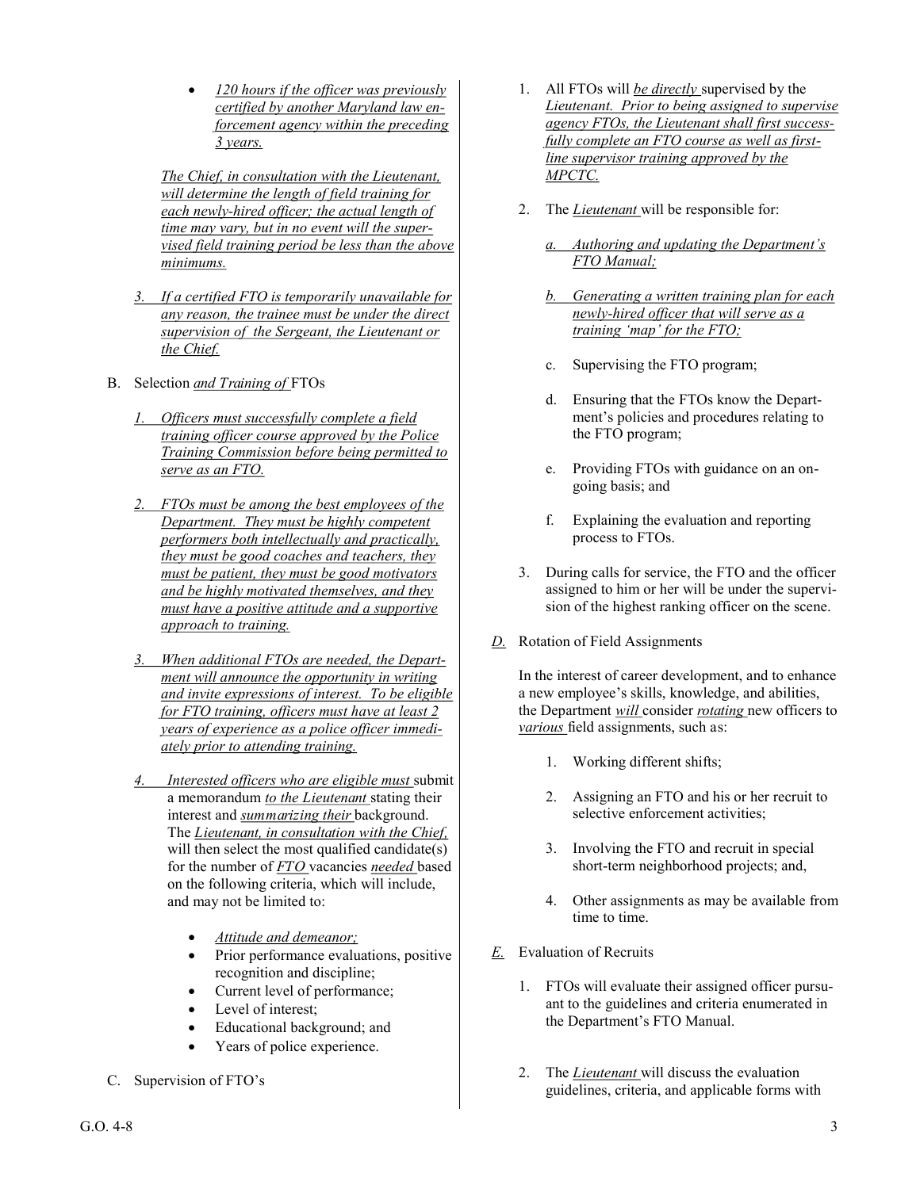- *120 hours if the officer was previously certified by another Maryland law enforcement agency within the preceding 3 years.*

  *The Chief, in consultation with the Lieutenant, will determine the length of field training for each newly-hired officer; the actual length of time may vary, but in no event will the supervised field training period be less than the above minimums.*

3. *If a certified FTO is temporarily unavailable for any reason, the trainee must be under the direct supervision of the Sergeant, the Lieutenant or the Chief.*

B. Selection *and Training of* FTOs

1. *Officers must successfully complete a field training officer course approved by the Police Training Commission before being permitted to serve as an FTO.*

2. *FTOs must be among the best employees of the Department. They must be highly competent performers both intellectually and practically, they must be good coaches and teachers, they must be patient, they must be good motivators and be highly motivated themselves, and they must have a positive attitude and a supportive approach to training.*

3. *When additional FTOs are needed, the Department will announce the opportunity in writing and invite expressions of interest. To be eligible for FTO training, officers must have at least 2 years of experience as a police officer immediately prior to attending training.*

4. *Interested officers who are eligible must* submit a memorandum *to the Lieutenant* stating their interest and *summarizing their* background. The *Lieutenant, in consultation with the Chief,* will then select the most qualified candidate(s) for the number of *FTO* vacancies *needed* based on the following criteria, which will include, and may not be limited to:

   - *Attitude and demeanor;*
   - Prior performance evaluations, positive recognition and discipline;
   - Current level of performance;
   - Level of interest;
   - Educational background; and
   - Years of police experience.

C. Supervision of FTO's

1. All FTOs will *be directly* supervised by the *Lieutenant. Prior to being assigned to supervise agency FTOs, the Lieutenant shall first successfully complete an FTO course as well as first-line supervisor training approved by the MPCTC.*

2. The *Lieutenant* will be responsible for:

   a. *Authoring and updating the Department's FTO Manual;*

   b. *Generating a written training plan for each newly-hired officer that will serve as a training 'map' for the FTO;*

   c. Supervising the FTO program;

   d. Ensuring that the FTOs know the Department's policies and procedures relating to the FTO program;

   e. Providing FTOs with guidance on an ongoing basis; and

   f. Explaining the evaluation and reporting process to FTOs.

3. During calls for service, the FTO and the officer assigned to him or her will be under the supervision of the highest ranking officer on the scene.

*D.* Rotation of Field Assignments

In the interest of career development, and to enhance a new employee's skills, knowledge, and abilities, the Department *will* consider *rotating* new officers to *various* field assignments, such as:

1. Working different shifts;

2. Assigning an FTO and his or her recruit to selective enforcement activities;

3. Involving the FTO and recruit in special short-term neighborhood projects; and,

4. Other assignments as may be available from time to time.

*E.* Evaluation of Recruits

1. FTOs will evaluate their assigned officer pursuant to the guidelines and criteria enumerated in the Department's FTO Manual.

2. The *Lieutenant* will discuss the evaluation guidelines, criteria, and applicable forms with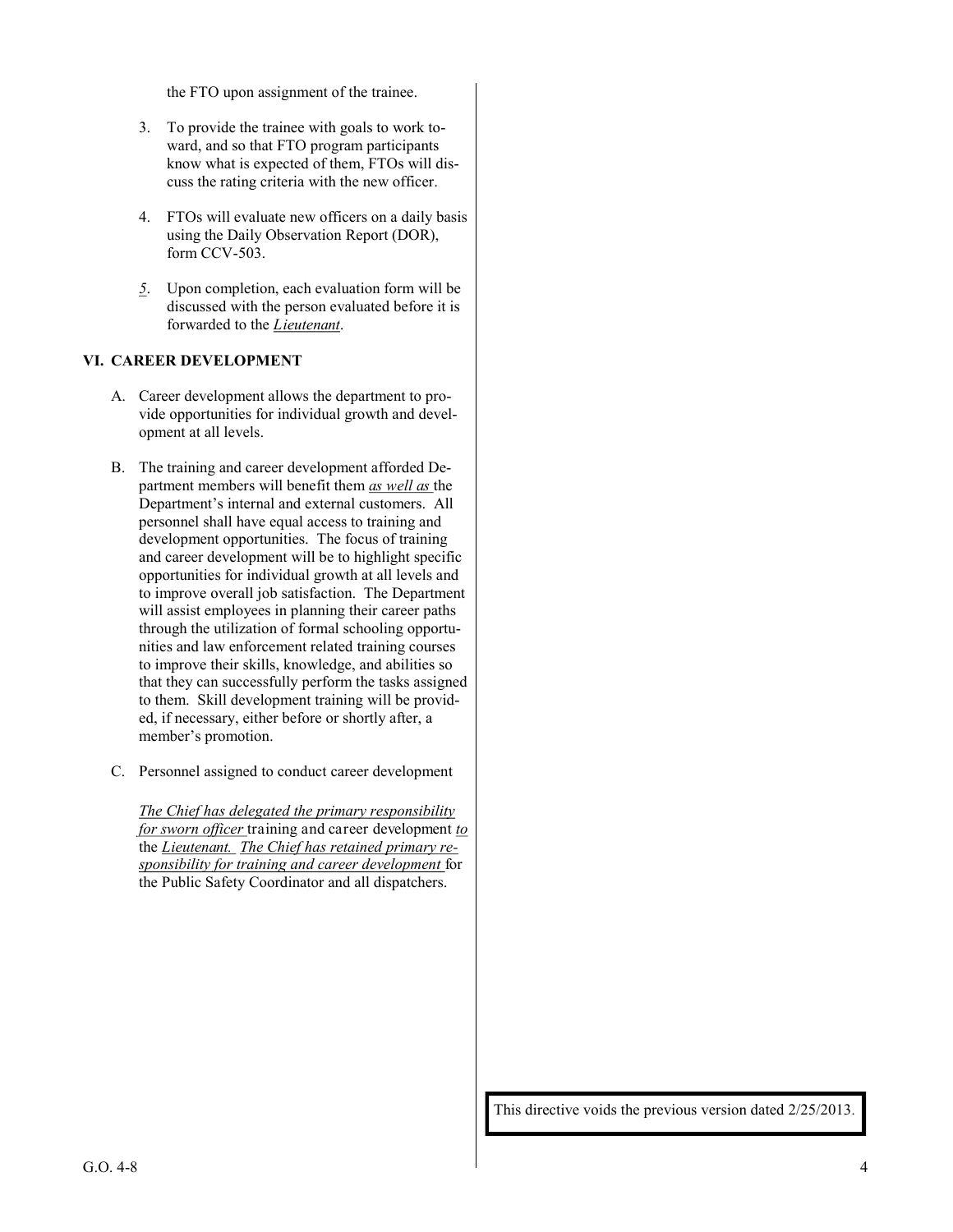the FTO upon assignment of the trainee.

3. To provide the trainee with goals to work toward, and so that FTO program participants know what is expected of them, FTOs will discuss the rating criteria with the new officer.

4. FTOs will evaluate new officers on a daily basis using the Daily Observation Report (DOR), form CCV-503.

*5*. Upon completion, each evaluation form will be discussed with the person evaluated before it is forwarded to the *Lieutenant*.

## VI. CAREER DEVELOPMENT

A. Career development allows the department to provide opportunities for individual growth and development at all levels.

B. The training and career development afforded Department members will benefit them *as well as* the Department's internal and external customers. All personnel shall have equal access to training and development opportunities. The focus of training and career development will be to highlight specific opportunities for individual growth at all levels and to improve overall job satisfaction. The Department will assist employees in planning their career paths through the utilization of formal schooling opportunities and law enforcement related training courses to improve their skills, knowledge, and abilities so that they can successfully perform the tasks assigned to them. Skill development training will be provided, if necessary, either before or shortly after, a member's promotion.

C. Personnel assigned to conduct career development

*The Chief has delegated the primary responsibility for sworn officer* training and career development *to* the *Lieutenant.* *The Chief has retained primary responsibility for training and career development* for the Public Safety Coordinator and all dispatchers.

This directive voids the previous version dated 2/25/2013.